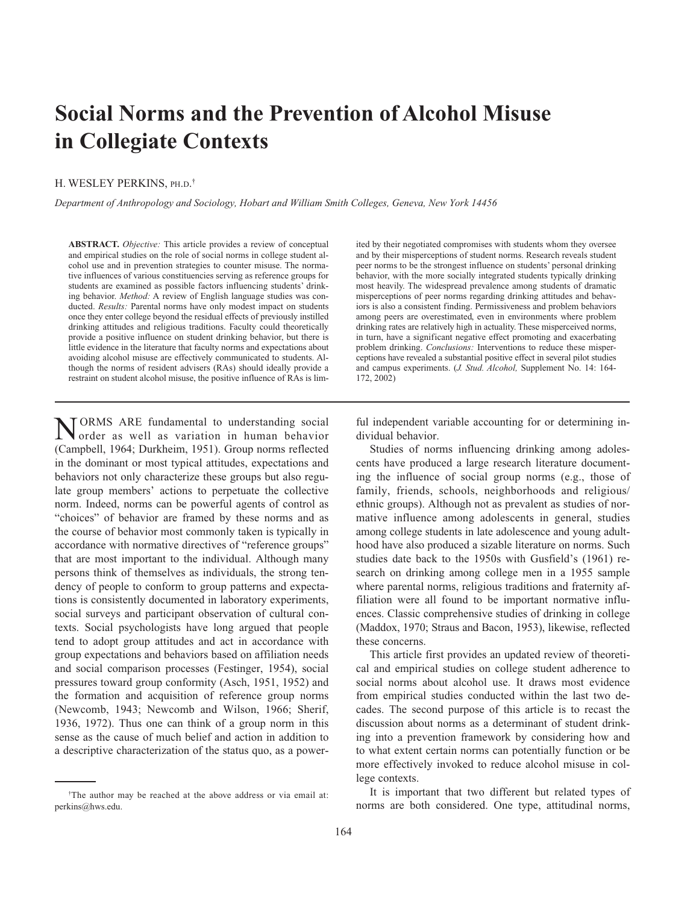# Social Norms and the Prevention of Alcohol Misuse in Collegiate Contexts

H. WESLEY PERKINS, PH.D.[†]

*Department of Anthropology and Sociology, Hobart and William Smith Colleges, Geneva, New York 14456*

**ABSTRACT.** *Objective:* This article provides a review of conceptual and empirical studies on the role of social norms in college student alcohol use and in prevention strategies to counter misuse. The normative influences of various constituencies serving as reference groups for students are examined as possible factors influencing students' drinking behavior. *Method:* A review of English language studies was conducted. *Results:* Parental norms have only modest impact on students once they enter college beyond the residual effects of previously instilled drinking attitudes and religious traditions. Faculty could theoretically provide a positive influence on student drinking behavior, but there is little evidence in the literature that faculty norms and expectations about avoiding alcohol misuse are effectively communicated to students. Although the norms of resident advisers (RAs) should ideally provide a restraint on student alcohol misuse, the positive influence of RAs is limited by their negotiated compromises with students whom they oversee and by their misperceptions of student norms. Research reveals student peer norms to be the strongest influence on students' personal drinking behavior, with the more socially integrated students typically drinking most heavily. The widespread prevalence among students of dramatic misperceptions of peer norms regarding drinking attitudes and behaviors is also a consistent finding. Permissiveness and problem behaviors among peers are overestimated, even in environments where problem drinking rates are relatively high in actuality. These misperceived norms, in turn, have a significant negative effect promoting and exacerbating problem drinking. *Conclusions:* Interventions to reduce these misperceptions have revealed a substantial positive effect in several pilot studies and campus experiments. (*J. Stud. Alcohol,* Supplement No. 14: 164-172, 2002)

NORMS ARE fundamental to understanding social order as well as variation in human behavior (Campbell, 1964; Durkheim, 1951). Group norms reflected in the dominant or most typical attitudes, expectations and behaviors not only characterize these groups but also regulate group members' actions to perpetuate the collective norm. Indeed, norms can be powerful agents of control as "choices" of behavior are framed by these norms and as the course of behavior most commonly taken is typically in accordance with normative directives of "reference groups" that are most important to the individual. Although many persons think of themselves as individuals, the strong tendency of people to conform to group patterns and expectations is consistently documented in laboratory experiments, social surveys and participant observation of cultural contexts. Social psychologists have long argued that people tend to adopt group attitudes and act in accordance with group expectations and behaviors based on affiliation needs and social comparison processes (Festinger, 1954), social pressures toward group conformity (Asch, 1951, 1952) and the formation and acquisition of reference group norms (Newcomb, 1943; Newcomb and Wilson, 1966; Sherif, 1936, 1972). Thus one can think of a group norm in this sense as the cause of much belief and action in addition to a descriptive characterization of the status quo, as a powerful independent variable accounting for or determining individual behavior.

Studies of norms influencing drinking among adolescents have produced a large research literature documenting the influence of social group norms (e.g., those of family, friends, schools, neighborhoods and religious/ethnic groups). Although not as prevalent as studies of normative influence among adolescents in general, studies among college students in late adolescence and young adulthood have also produced a sizable literature on norms. Such studies date back to the 1950s with Gusfield's (1961) research on drinking among college men in a 1955 sample where parental norms, religious traditions and fraternity affiliation were all found to be important normative influences. Classic comprehensive studies of drinking in college (Maddox, 1970; Straus and Bacon, 1953), likewise, reflected these concerns.

This article first provides an updated review of theoretical and empirical studies on college student adherence to social norms about alcohol use. It draws most evidence from empirical studies conducted within the last two decades. The second purpose of this article is to recast the discussion about norms as a determinant of student drinking into a prevention framework by considering how and to what extent certain norms can potentially function or be more effectively invoked to reduce alcohol misuse in college contexts.

It is important that two different but related types of norms are both considered. One type, attitudinal norms,

[†]The author may be reached at the above address or via email at: perkins@hws.edu.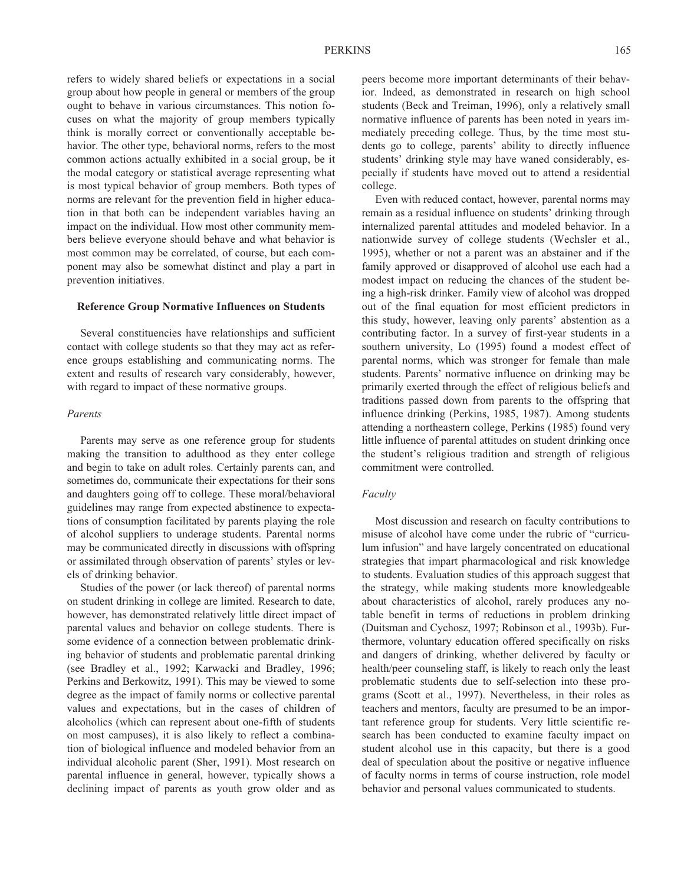refers to widely shared beliefs or expectations in a social group about how people in general or members of the group ought to behave in various circumstances. This notion focuses on what the majority of group members typically think is morally correct or conventionally acceptable behavior. The other type, behavioral norms, refers to the most common actions actually exhibited in a social group, be it the modal category or statistical average representing what is most typical behavior of group members. Both types of norms are relevant for the prevention field in higher education in that both can be independent variables having an impact on the individual. How most other community members believe everyone should behave and what behavior is most common may be correlated, of course, but each component may also be somewhat distinct and play a part in prevention initiatives.

## Reference Group Normative Influences on Students

Several constituencies have relationships and sufficient contact with college students so that they may act as reference groups establishing and communicating norms. The extent and results of research vary considerably, however, with regard to impact of these normative groups.

### *Parents*

Parents may serve as one reference group for students making the transition to adulthood as they enter college and begin to take on adult roles. Certainly parents can, and sometimes do, communicate their expectations for their sons and daughters going off to college. These moral/behavioral guidelines may range from expected abstinence to expectations of consumption facilitated by parents playing the role of alcohol suppliers to underage students. Parental norms may be communicated directly in discussions with offspring or assimilated through observation of parents' styles or levels of drinking behavior.

Studies of the power (or lack thereof) of parental norms on student drinking in college are limited. Research to date, however, has demonstrated relatively little direct impact of parental values and behavior on college students. There is some evidence of a connection between problematic drinking behavior of students and problematic parental drinking (see Bradley et al., 1992; Karwacki and Bradley, 1996; Perkins and Berkowitz, 1991). This may be viewed to some degree as the impact of family norms or collective parental values and expectations, but in the cases of children of alcoholics (which can represent about one-fifth of students on most campuses), it is also likely to reflect a combination of biological influence and modeled behavior from an individual alcoholic parent (Sher, 1991). Most research on parental influence in general, however, typically shows a declining impact of parents as youth grow older and as peers become more important determinants of their behavior. Indeed, as demonstrated in research on high school students (Beck and Treiman, 1996), only a relatively small normative influence of parents has been noted in years immediately preceding college. Thus, by the time most students go to college, parents' ability to directly influence students' drinking style may have waned considerably, especially if students have moved out to attend a residential college.

Even with reduced contact, however, parental norms may remain as a residual influence on students' drinking through internalized parental attitudes and modeled behavior. In a nationwide survey of college students (Wechsler et al., 1995), whether or not a parent was an abstainer and if the family approved or disapproved of alcohol use each had a modest impact on reducing the chances of the student being a high-risk drinker. Family view of alcohol was dropped out of the final equation for most efficient predictors in this study, however, leaving only parents' abstention as a contributing factor. In a survey of first-year students in a southern university, Lo (1995) found a modest effect of parental norms, which was stronger for female than male students. Parents' normative influence on drinking may be primarily exerted through the effect of religious beliefs and traditions passed down from parents to the offspring that influence drinking (Perkins, 1985, 1987). Among students attending a northeastern college, Perkins (1985) found very little influence of parental attitudes on student drinking once the student's religious tradition and strength of religious commitment were controlled.

### *Faculty*

Most discussion and research on faculty contributions to misuse of alcohol have come under the rubric of "curriculum infusion" and have largely concentrated on educational strategies that impart pharmacological and risk knowledge to students. Evaluation studies of this approach suggest that the strategy, while making students more knowledgeable about characteristics of alcohol, rarely produces any notable benefit in terms of reductions in problem drinking (Duitsman and Cychosz, 1997; Robinson et al., 1993b). Furthermore, voluntary education offered specifically on risks and dangers of drinking, whether delivered by faculty or health/peer counseling staff, is likely to reach only the least problematic students due to self-selection into these programs (Scott et al., 1997). Nevertheless, in their roles as teachers and mentors, faculty are presumed to be an important reference group for students. Very little scientific research has been conducted to examine faculty impact on student alcohol use in this capacity, but there is a good deal of speculation about the positive or negative influence of faculty norms in terms of course instruction, role model behavior and personal values communicated to students.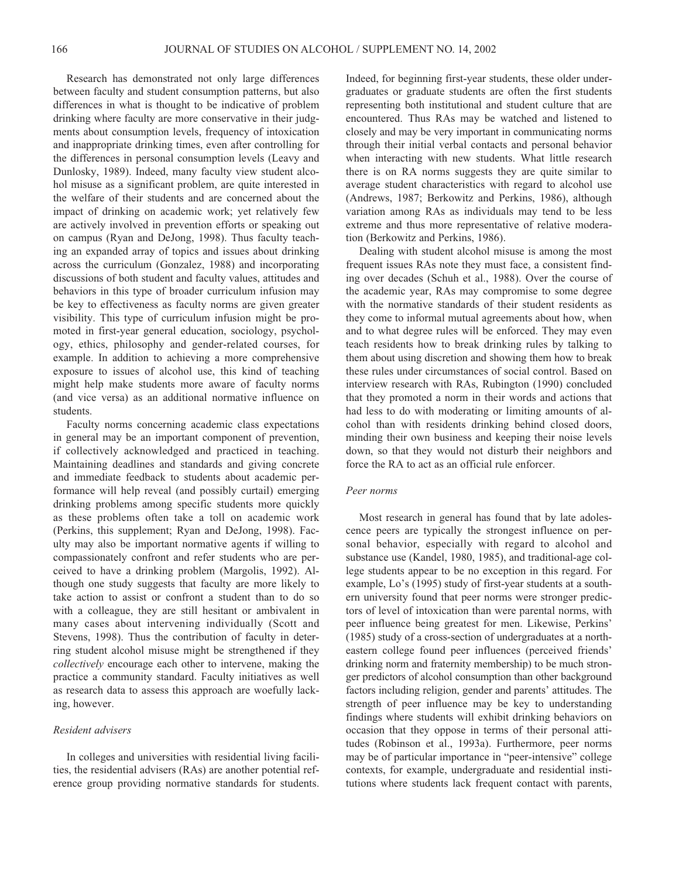Research has demonstrated not only large differences between faculty and student consumption patterns, but also differences in what is thought to be indicative of problem drinking where faculty are more conservative in their judgments about consumption levels, frequency of intoxication and inappropriate drinking times, even after controlling for the differences in personal consumption levels (Leavy and Dunlosky, 1989). Indeed, many faculty view student alcohol misuse as a significant problem, are quite interested in the welfare of their students and are concerned about the impact of drinking on academic work; yet relatively few are actively involved in prevention efforts or speaking out on campus (Ryan and DeJong, 1998). Thus faculty teaching an expanded array of topics and issues about drinking across the curriculum (Gonzalez, 1988) and incorporating discussions of both student and faculty values, attitudes and behaviors in this type of broader curriculum infusion may be key to effectiveness as faculty norms are given greater visibility. This type of curriculum infusion might be promoted in first-year general education, sociology, psychology, ethics, philosophy and gender-related courses, for example. In addition to achieving a more comprehensive exposure to issues of alcohol use, this kind of teaching might help make students more aware of faculty norms (and vice versa) as an additional normative influence on students.

Faculty norms concerning academic class expectations in general may be an important component of prevention, if collectively acknowledged and practiced in teaching. Maintaining deadlines and standards and giving concrete and immediate feedback to students about academic performance will help reveal (and possibly curtail) emerging drinking problems among specific students more quickly as these problems often take a toll on academic work (Perkins, this supplement; Ryan and DeJong, 1998). Faculty may also be important normative agents if willing to compassionately confront and refer students who are perceived to have a drinking problem (Margolis, 1992). Although one study suggests that faculty are more likely to take action to assist or confront a student than to do so with a colleague, they are still hesitant or ambivalent in many cases about intervening individually (Scott and Stevens, 1998). Thus the contribution of faculty in deterring student alcohol misuse might be strengthened if they *collectively* encourage each other to intervene, making the practice a community standard. Faculty initiatives as well as research data to assess this approach are woefully lacking, however.

### *Resident advisers*

In colleges and universities with residential living facilities, the residential advisers (RAs) are another potential reference group providing normative standards for students. Indeed, for beginning first-year students, these older undergraduates or graduate students are often the first students representing both institutional and student culture that are encountered. Thus RAs may be watched and listened to closely and may be very important in communicating norms through their initial verbal contacts and personal behavior when interacting with new students. What little research there is on RA norms suggests they are quite similar to average student characteristics with regard to alcohol use (Andrews, 1987; Berkowitz and Perkins, 1986), although variation among RAs as individuals may tend to be less extreme and thus more representative of relative moderation (Berkowitz and Perkins, 1986).

Dealing with student alcohol misuse is among the most frequent issues RAs note they must face, a consistent finding over decades (Schuh et al., 1988). Over the course of the academic year, RAs may compromise to some degree with the normative standards of their student residents as they come to informal mutual agreements about how, when and to what degree rules will be enforced. They may even teach residents how to break drinking rules by talking to them about using discretion and showing them how to break these rules under circumstances of social control. Based on interview research with RAs, Rubington (1990) concluded that they promoted a norm in their words and actions that had less to do with moderating or limiting amounts of alcohol than with residents drinking behind closed doors, minding their own business and keeping their noise levels down, so that they would not disturb their neighbors and force the RA to act as an official rule enforcer.

### *Peer norms*

Most research in general has found that by late adolescence peers are typically the strongest influence on personal behavior, especially with regard to alcohol and substance use (Kandel, 1980, 1985), and traditional-age college students appear to be no exception in this regard. For example, Lo's (1995) study of first-year students at a southern university found that peer norms were stronger predictors of level of intoxication than were parental norms, with peer influence being greatest for men. Likewise, Perkins' (1985) study of a cross-section of undergraduates at a northeastern college found peer influences (perceived friends' drinking norm and fraternity membership) to be much stronger predictors of alcohol consumption than other background factors including religion, gender and parents' attitudes. The strength of peer influence may be key to understanding findings where students will exhibit drinking behaviors on occasion that they oppose in terms of their personal attitudes (Robinson et al., 1993a). Furthermore, peer norms may be of particular importance in "peer-intensive" college contexts, for example, undergraduate and residential institutions where students lack frequent contact with parents,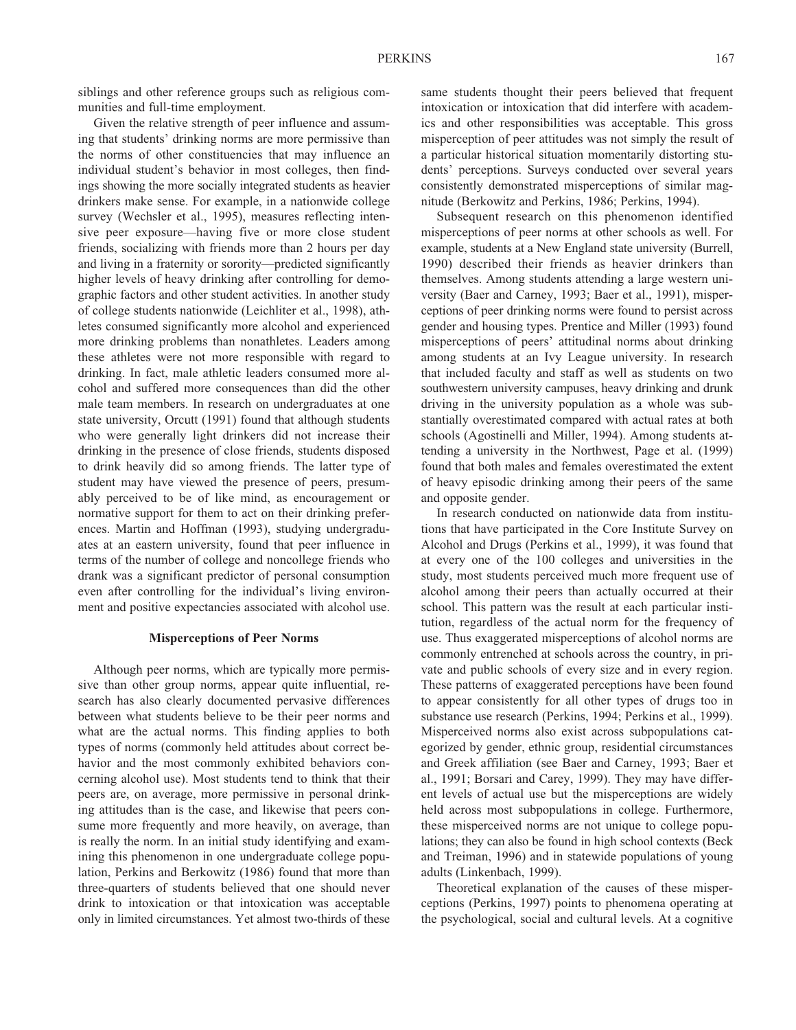siblings and other reference groups such as religious communities and full-time employment.

Given the relative strength of peer influence and assuming that students' drinking norms are more permissive than the norms of other constituencies that may influence an individual student's behavior in most colleges, then findings showing the more socially integrated students as heavier drinkers make sense. For example, in a nationwide college survey (Wechsler et al., 1995), measures reflecting intensive peer exposure—having five or more close student friends, socializing with friends more than 2 hours per day and living in a fraternity or sorority—predicted significantly higher levels of heavy drinking after controlling for demographic factors and other student activities. In another study of college students nationwide (Leichliter et al., 1998), athletes consumed significantly more alcohol and experienced more drinking problems than nonathletes. Leaders among these athletes were not more responsible with regard to drinking. In fact, male athletic leaders consumed more alcohol and suffered more consequences than did the other male team members. In research on undergraduates at one state university, Orcutt (1991) found that although students who were generally light drinkers did not increase their drinking in the presence of close friends, students disposed to drink heavily did so among friends. The latter type of student may have viewed the presence of peers, presumably perceived to be of like mind, as encouragement or normative support for them to act on their drinking preferences. Martin and Hoffman (1993), studying undergraduates at an eastern university, found that peer influence in terms of the number of college and noncollege friends who drank was a significant predictor of personal consumption even after controlling for the individual's living environment and positive expectancies associated with alcohol use.

## Misperceptions of Peer Norms

Although peer norms, which are typically more permissive than other group norms, appear quite influential, research has also clearly documented pervasive differences between what students believe to be their peer norms and what are the actual norms. This finding applies to both types of norms (commonly held attitudes about correct behavior and the most commonly exhibited behaviors concerning alcohol use). Most students tend to think that their peers are, on average, more permissive in personal drinking attitudes than is the case, and likewise that peers consume more frequently and more heavily, on average, than is really the norm. In an initial study identifying and examining this phenomenon in one undergraduate college population, Perkins and Berkowitz (1986) found that more than three-quarters of students believed that one should never drink to intoxication or that intoxication was acceptable only in limited circumstances. Yet almost two-thirds of these same students thought their peers believed that frequent intoxication or intoxication that did interfere with academics and other responsibilities was acceptable. This gross misperception of peer attitudes was not simply the result of a particular historical situation momentarily distorting students' perceptions. Surveys conducted over several years consistently demonstrated misperceptions of similar magnitude (Berkowitz and Perkins, 1986; Perkins, 1994).

Subsequent research on this phenomenon identified misperceptions of peer norms at other schools as well. For example, students at a New England state university (Burrell, 1990) described their friends as heavier drinkers than themselves. Among students attending a large western university (Baer and Carney, 1993; Baer et al., 1991), misperceptions of peer drinking norms were found to persist across gender and housing types. Prentice and Miller (1993) found misperceptions of peers' attitudinal norms about drinking among students at an Ivy League university. In research that included faculty and staff as well as students on two southwestern university campuses, heavy drinking and drunk driving in the university population as a whole was substantially overestimated compared with actual rates at both schools (Agostinelli and Miller, 1994). Among students attending a university in the Northwest, Page et al. (1999) found that both males and females overestimated the extent of heavy episodic drinking among their peers of the same and opposite gender.

In research conducted on nationwide data from institutions that have participated in the Core Institute Survey on Alcohol and Drugs (Perkins et al., 1999), it was found that at every one of the 100 colleges and universities in the study, most students perceived much more frequent use of alcohol among their peers than actually occurred at their school. This pattern was the result at each particular institution, regardless of the actual norm for the frequency of use. Thus exaggerated misperceptions of alcohol norms are commonly entrenched at schools across the country, in private and public schools of every size and in every region. These patterns of exaggerated perceptions have been found to appear consistently for all other types of drugs too in substance use research (Perkins, 1994; Perkins et al., 1999). Misperceived norms also exist across subpopulations categorized by gender, ethnic group, residential circumstances and Greek affiliation (see Baer and Carney, 1993; Baer et al., 1991; Borsari and Carey, 1999). They may have different levels of actual use but the misperceptions are widely held across most subpopulations in college. Furthermore, these misperceived norms are not unique to college populations; they can also be found in high school contexts (Beck and Treiman, 1996) and in statewide populations of young adults (Linkenbach, 1999).

Theoretical explanation of the causes of these misperceptions (Perkins, 1997) points to phenomena operating at the psychological, social and cultural levels. At a cognitive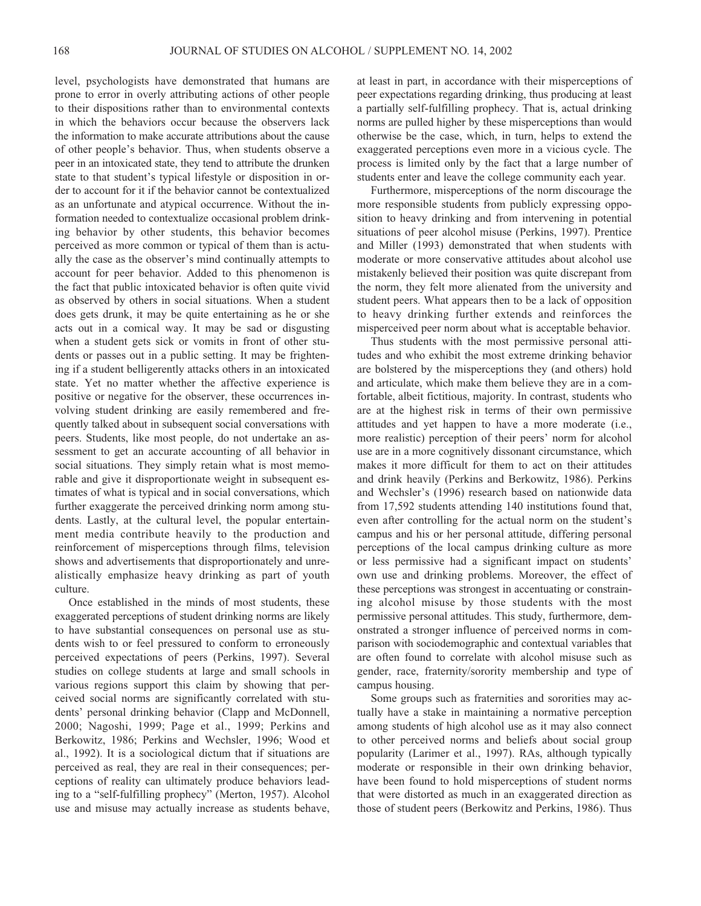level, psychologists have demonstrated that humans are prone to error in overly attributing actions of other people to their dispositions rather than to environmental contexts in which the behaviors occur because the observers lack the information to make accurate attributions about the cause of other people's behavior. Thus, when students observe a peer in an intoxicated state, they tend to attribute the drunken state to that student's typical lifestyle or disposition in order to account for it if the behavior cannot be contextualized as an unfortunate and atypical occurrence. Without the information needed to contextualize occasional problem drinking behavior by other students, this behavior becomes perceived as more common or typical of them than is actually the case as the observer's mind continually attempts to account for peer behavior. Added to this phenomenon is the fact that public intoxicated behavior is often quite vivid as observed by others in social situations. When a student does gets drunk, it may be quite entertaining as he or she acts out in a comical way. It may be sad or disgusting when a student gets sick or vomits in front of other students or passes out in a public setting. It may be frightening if a student belligerently attacks others in an intoxicated state. Yet no matter whether the affective experience is positive or negative for the observer, these occurrences involving student drinking are easily remembered and frequently talked about in subsequent social conversations with peers. Students, like most people, do not undertake an assessment to get an accurate accounting of all behavior in social situations. They simply retain what is most memorable and give it disproportionate weight in subsequent estimates of what is typical and in social conversations, which further exaggerate the perceived drinking norm among students. Lastly, at the cultural level, the popular entertainment media contribute heavily to the production and reinforcement of misperceptions through films, television shows and advertisements that disproportionately and unrealistically emphasize heavy drinking as part of youth culture.

Once established in the minds of most students, these exaggerated perceptions of student drinking norms are likely to have substantial consequences on personal use as students wish to or feel pressured to conform to erroneously perceived expectations of peers (Perkins, 1997). Several studies on college students at large and small schools in various regions support this claim by showing that perceived social norms are significantly correlated with students' personal drinking behavior (Clapp and McDonnell, 2000; Nagoshi, 1999; Page et al., 1999; Perkins and Berkowitz, 1986; Perkins and Wechsler, 1996; Wood et al., 1992). It is a sociological dictum that if situations are perceived as real, they are real in their consequences; perceptions of reality can ultimately produce behaviors leading to a "self-fulfilling prophecy" (Merton, 1957). Alcohol use and misuse may actually increase as students behave, at least in part, in accordance with their misperceptions of peer expectations regarding drinking, thus producing at least a partially self-fulfilling prophecy. That is, actual drinking norms are pulled higher by these misperceptions than would otherwise be the case, which, in turn, helps to extend the exaggerated perceptions even more in a vicious cycle. The process is limited only by the fact that a large number of students enter and leave the college community each year.

Furthermore, misperceptions of the norm discourage the more responsible students from publicly expressing opposition to heavy drinking and from intervening in potential situations of peer alcohol misuse (Perkins, 1997). Prentice and Miller (1993) demonstrated that when students with moderate or more conservative attitudes about alcohol use mistakenly believed their position was quite discrepant from the norm, they felt more alienated from the university and student peers. What appears then to be a lack of opposition to heavy drinking further extends and reinforces the misperceived peer norm about what is acceptable behavior.

Thus students with the most permissive personal attitudes and who exhibit the most extreme drinking behavior are bolstered by the misperceptions they (and others) hold and articulate, which make them believe they are in a comfortable, albeit fictitious, majority. In contrast, students who are at the highest risk in terms of their own permissive attitudes and yet happen to have a more moderate (i.e., more realistic) perception of their peers' norm for alcohol use are in a more cognitively dissonant circumstance, which makes it more difficult for them to act on their attitudes and drink heavily (Perkins and Berkowitz, 1986). Perkins and Wechsler's (1996) research based on nationwide data from 17,592 students attending 140 institutions found that, even after controlling for the actual norm on the student's campus and his or her personal attitude, differing personal perceptions of the local campus drinking culture as more or less permissive had a significant impact on students' own use and drinking problems. Moreover, the effect of these perceptions was strongest in accentuating or constraining alcohol misuse by those students with the most permissive personal attitudes. This study, furthermore, demonstrated a stronger influence of perceived norms in comparison with sociodemographic and contextual variables that are often found to correlate with alcohol misuse such as gender, race, fraternity/sorority membership and type of campus housing.

Some groups such as fraternities and sororities may actually have a stake in maintaining a normative perception among students of high alcohol use as it may also connect to other perceived norms and beliefs about social group popularity (Larimer et al., 1997). RAs, although typically moderate or responsible in their own drinking behavior, have been found to hold misperceptions of student norms that were distorted as much in an exaggerated direction as those of student peers (Berkowitz and Perkins, 1986). Thus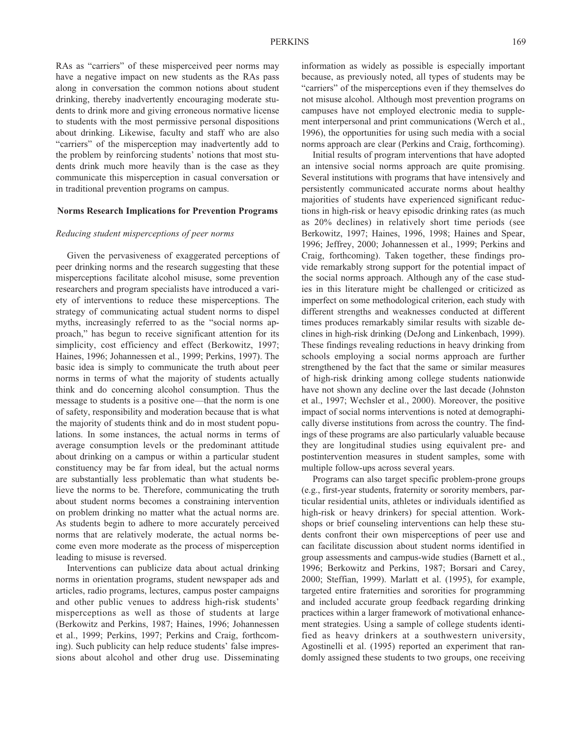RAs as "carriers" of these misperceived peer norms may have a negative impact on new students as the RAs pass along in conversation the common notions about student drinking, thereby inadvertently encouraging moderate students to drink more and giving erroneous normative license to students with the most permissive personal dispositions about drinking. Likewise, faculty and staff who are also "carriers" of the misperception may inadvertently add to the problem by reinforcing students' notions that most students drink much more heavily than is the case as they communicate this misperception in casual conversation or in traditional prevention programs on campus.

## Norms Research Implications for Prevention Programs

### *Reducing student misperceptions of peer norms*

Given the pervasiveness of exaggerated perceptions of peer drinking norms and the research suggesting that these misperceptions facilitate alcohol misuse, some prevention researchers and program specialists have introduced a variety of interventions to reduce these misperceptions. The strategy of communicating actual student norms to dispel myths, increasingly referred to as the "social norms approach," has begun to receive significant attention for its simplicity, cost efficiency and effect (Berkowitz, 1997; Haines, 1996; Johannessen et al., 1999; Perkins, 1997). The basic idea is simply to communicate the truth about peer norms in terms of what the majority of students actually think and do concerning alcohol consumption. Thus the message to students is a positive one—that the norm is one of safety, responsibility and moderation because that is what the majority of students think and do in most student populations. In some instances, the actual norms in terms of average consumption levels or the predominant attitude about drinking on a campus or within a particular student constituency may be far from ideal, but the actual norms are substantially less problematic than what students believe the norms to be. Therefore, communicating the truth about student norms becomes a constraining intervention on problem drinking no matter what the actual norms are. As students begin to adhere to more accurately perceived norms that are relatively moderate, the actual norms become even more moderate as the process of misperception leading to misuse is reversed.

Interventions can publicize data about actual drinking norms in orientation programs, student newspaper ads and articles, radio programs, lectures, campus poster campaigns and other public venues to address high-risk students' misperceptions as well as those of students at large (Berkowitz and Perkins, 1987; Haines, 1996; Johannessen et al., 1999; Perkins, 1997; Perkins and Craig, forthcoming). Such publicity can help reduce students' false impressions about alcohol and other drug use. Disseminating information as widely as possible is especially important because, as previously noted, all types of students may be "carriers" of the misperceptions even if they themselves do not misuse alcohol. Although most prevention programs on campuses have not employed electronic media to supplement interpersonal and print communications (Werch et al., 1996), the opportunities for using such media with a social norms approach are clear (Perkins and Craig, forthcoming).

Initial results of program interventions that have adopted an intensive social norms approach are quite promising. Several institutions with programs that have intensively and persistently communicated accurate norms about healthy majorities of students have experienced significant reductions in high-risk or heavy episodic drinking rates (as much as 20% declines) in relatively short time periods (see Berkowitz, 1997; Haines, 1996, 1998; Haines and Spear, 1996; Jeffrey, 2000; Johannessen et al., 1999; Perkins and Craig, forthcoming). Taken together, these findings provide remarkably strong support for the potential impact of the social norms approach. Although any of the case studies in this literature might be challenged or criticized as imperfect on some methodological criterion, each study with different strengths and weaknesses conducted at different times produces remarkably similar results with sizable declines in high-risk drinking (DeJong and Linkenbach, 1999). These findings revealing reductions in heavy drinking from schools employing a social norms approach are further strengthened by the fact that the same or similar measures of high-risk drinking among college students nationwide have not shown any decline over the last decade (Johnston et al., 1997; Wechsler et al., 2000). Moreover, the positive impact of social norms interventions is noted at demographically diverse institutions from across the country. The findings of these programs are also particularly valuable because they are longitudinal studies using equivalent pre- and postintervention measures in student samples, some with multiple follow-ups across several years.

Programs can also target specific problem-prone groups (e.g., first-year students, fraternity or sorority members, particular residential units, athletes or individuals identified as high-risk or heavy drinkers) for special attention. Workshops or brief counseling interventions can help these students confront their own misperceptions of peer use and can facilitate discussion about student norms identified in group assessments and campus-wide studies (Barnett et al., 1996; Berkowitz and Perkins, 1987; Borsari and Carey, 2000; Steffian, 1999). Marlatt et al. (1995), for example, targeted entire fraternities and sororities for programming and included accurate group feedback regarding drinking practices within a larger framework of motivational enhancement strategies. Using a sample of college students identified as heavy drinkers at a southwestern university, Agostinelli et al. (1995) reported an experiment that randomly assigned these students to two groups, one receiving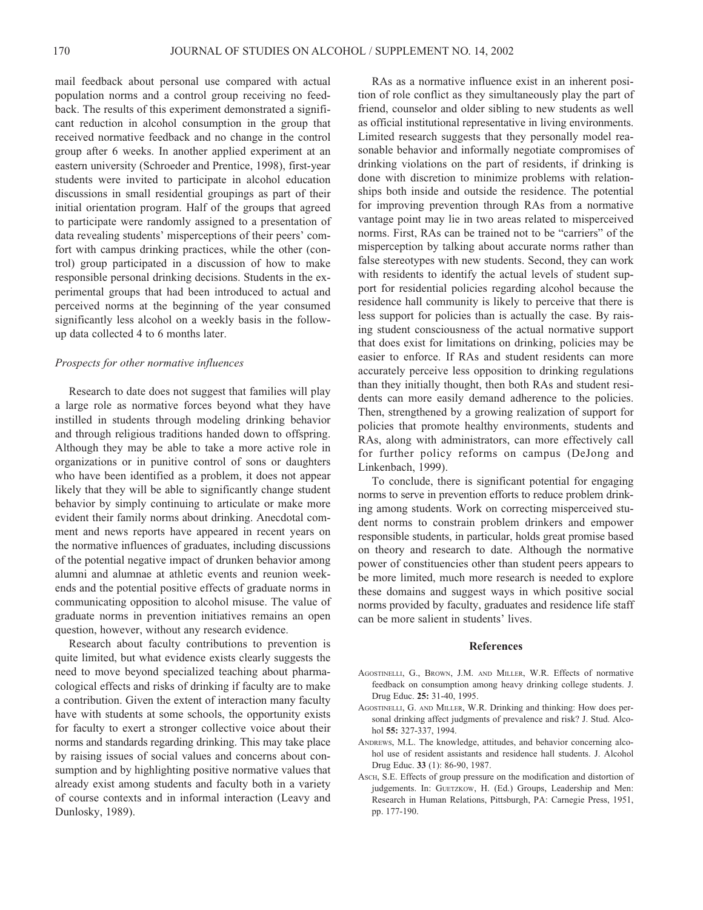mail feedback about personal use compared with actual population norms and a control group receiving no feedback. The results of this experiment demonstrated a significant reduction in alcohol consumption in the group that received normative feedback and no change in the control group after 6 weeks. In another applied experiment at an eastern university (Schroeder and Prentice, 1998), first-year students were invited to participate in alcohol education discussions in small residential groupings as part of their initial orientation program. Half of the groups that agreed to participate were randomly assigned to a presentation of data revealing students' misperceptions of their peers' comfort with campus drinking practices, while the other (control) group participated in a discussion of how to make responsible personal drinking decisions. Students in the experimental groups that had been introduced to actual and perceived norms at the beginning of the year consumed significantly less alcohol on a weekly basis in the follow-up data collected 4 to 6 months later.

### *Prospects for other normative influences*

Research to date does not suggest that families will play a large role as normative forces beyond what they have instilled in students through modeling drinking behavior and through religious traditions handed down to offspring. Although they may be able to take a more active role in organizations or in punitive control of sons or daughters who have been identified as a problem, it does not appear likely that they will be able to significantly change student behavior by simply continuing to articulate or make more evident their family norms about drinking. Anecdotal comment and news reports have appeared in recent years on the normative influences of graduates, including discussions of the potential negative impact of drunken behavior among alumni and alumnae at athletic events and reunion weekends and the potential positive effects of graduate norms in communicating opposition to alcohol misuse. The value of graduate norms in prevention initiatives remains an open question, however, without any research evidence.

Research about faculty contributions to prevention is quite limited, but what evidence exists clearly suggests the need to move beyond specialized teaching about pharmacological effects and risks of drinking if faculty are to make a contribution. Given the extent of interaction many faculty have with students at some schools, the opportunity exists for faculty to exert a stronger collective voice about their norms and standards regarding drinking. This may take place by raising issues of social values and concerns about consumption and by highlighting positive normative values that already exist among students and faculty both in a variety of course contexts and in informal interaction (Leavy and Dunlosky, 1989).

RAs as a normative influence exist in an inherent position of role conflict as they simultaneously play the part of friend, counselor and older sibling to new students as well as official institutional representative in living environments. Limited research suggests that they personally model reasonable behavior and informally negotiate compromises of drinking violations on the part of residents, if drinking is done with discretion to minimize problems with relationships both inside and outside the residence. The potential for improving prevention through RAs from a normative vantage point may lie in two areas related to misperceived norms. First, RAs can be trained not to be "carriers" of the misperception by talking about accurate norms rather than false stereotypes with new students. Second, they can work with residents to identify the actual levels of student support for residential policies regarding alcohol because the residence hall community is likely to perceive that there is less support for policies than is actually the case. By raising student consciousness of the actual normative support that does exist for limitations on drinking, policies may be easier to enforce. If RAs and student residents can more accurately perceive less opposition to drinking regulations than they initially thought, then both RAs and student residents can more easily demand adherence to the policies. Then, strengthened by a growing realization of support for policies that promote healthy environments, students and RAs, along with administrators, can more effectively call for further policy reforms on campus (DeJong and Linkenbach, 1999).

To conclude, there is significant potential for engaging norms to serve in prevention efforts to reduce problem drinking among students. Work on correcting misperceived student norms to constrain problem drinkers and empower responsible students, in particular, holds great promise based on theory and research to date. Although the normative power of constituencies other than student peers appears to be more limited, much more research is needed to explore these domains and suggest ways in which positive social norms provided by faculty, graduates and residence life staff can be more salient in students' lives.

## References

Agostinelli, G., Brown, J.M. and Miller, W.R. Effects of normative feedback on consumption among heavy drinking college students. J. Drug Educ. **25:** 31-40, 1995.

Agostinelli, G. and Miller, W.R. Drinking and thinking: How does personal drinking affect judgments of prevalence and risk? J. Stud. Alcohol **55:** 327-337, 1994.

Andrews, M.L. The knowledge, attitudes, and behavior concerning alcohol use of resident assistants and residence hall students. J. Alcohol Drug Educ. **33** (1): 86-90, 1987.

Asch, S.E. Effects of group pressure on the modification and distortion of judgements. In: Guetzkow, H. (Ed.) Groups, Leadership and Men: Research in Human Relations, Pittsburgh, PA: Carnegie Press, 1951, pp. 177-190.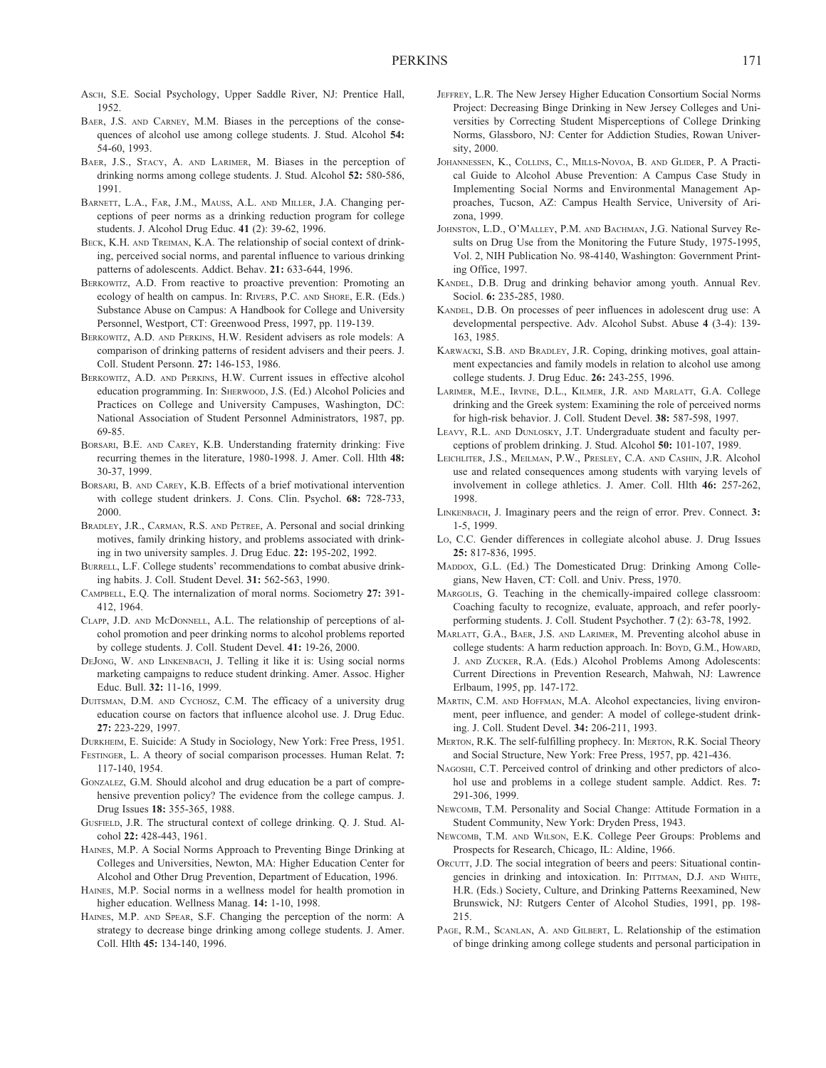Asch, S.E. Social Psychology, Upper Saddle River, NJ: Prentice Hall, 1952.

Baer, J.S. and Carney, M.M. Biases in the perceptions of the consequences of alcohol use among college students. J. Stud. Alcohol **54:** 54-60, 1993.

Baer, J.S., Stacy, A. and Larimer, M. Biases in the perception of drinking norms among college students. J. Stud. Alcohol **52:** 580-586, 1991.

Barnett, L.A., Far, J.M., Mauss, A.L. and Miller, J.A. Changing perceptions of peer norms as a drinking reduction program for college students. J. Alcohol Drug Educ. **41** (2): 39-62, 1996.

Beck, K.H. and Treiman, K.A. The relationship of social context of drinking, perceived social norms, and parental influence to various drinking patterns of adolescents. Addict. Behav. **21:** 633-644, 1996.

Berkowitz, A.D. From reactive to proactive prevention: Promoting an ecology of health on campus. In: Rivers, P.C. and Shore, E.R. (Eds.) Substance Abuse on Campus: A Handbook for College and University Personnel, Westport, CT: Greenwood Press, 1997, pp. 119-139.

Berkowitz, A.D. and Perkins, H.W. Resident advisers as role models: A comparison of drinking patterns of resident advisers and their peers. J. Coll. Student Personn. **27:** 146-153, 1986.

Berkowitz, A.D. and Perkins, H.W. Current issues in effective alcohol education programming. In: Sherwood, J.S. (Ed.) Alcohol Policies and Practices on College and University Campuses, Washington, DC: National Association of Student Personnel Administrators, 1987, pp. 69-85.

Borsari, B.E. and Carey, K.B. Understanding fraternity drinking: Five recurring themes in the literature, 1980-1998. J. Amer. Coll. Hlth **48:** 30-37, 1999.

Borsari, B. and Carey, K.B. Effects of a brief motivational intervention with college student drinkers. J. Cons. Clin. Psychol. **68:** 728-733, 2000.

Bradley, J.R., Carman, R.S. and Petree, A. Personal and social drinking motives, family drinking history, and problems associated with drinking in two university samples. J. Drug Educ. **22:** 195-202, 1992.

Burrell, L.F. College students' recommendations to combat abusive drinking habits. J. Coll. Student Devel. **31:** 562-563, 1990.

Campbell, E.Q. The internalization of moral norms. Sociometry **27:** 391-412, 1964.

Clapp, J.D. and McDonnell, A.L. The relationship of perceptions of alcohol promotion and peer drinking norms to alcohol problems reported by college students. J. Coll. Student Devel. **41:** 19-26, 2000.

DeJong, W. and Linkenbach, J. Telling it like it is: Using social norms marketing campaigns to reduce student drinking. Amer. Assoc. Higher Educ. Bull. **32:** 11-16, 1999.

Duitsman, D.M. and Cychosz, C.M. The efficacy of a university drug education course on factors that influence alcohol use. J. Drug Educ. **27:** 223-229, 1997.

Durkheim, E. Suicide: A Study in Sociology, New York: Free Press, 1951.

Festinger, L. A theory of social comparison processes. Human Relat. **7:** 117-140, 1954.

Gonzalez, G.M. Should alcohol and drug education be a part of comprehensive prevention policy? The evidence from the college campus. J. Drug Issues **18:** 355-365, 1988.

Gusfield, J.R. The structural context of college drinking. Q. J. Stud. Alcohol **22:** 428-443, 1961.

Haines, M.P. A Social Norms Approach to Preventing Binge Drinking at Colleges and Universities, Newton, MA: Higher Education Center for Alcohol and Other Drug Prevention, Department of Education, 1996.

Haines, M.P. Social norms in a wellness model for health promotion in higher education. Wellness Manag. **14:** 1-10, 1998.

Haines, M.P. and Spear, S.F. Changing the perception of the norm: A strategy to decrease binge drinking among college students. J. Amer. Coll. Hlth **45:** 134-140, 1996.

Jeffrey, L.R. The New Jersey Higher Education Consortium Social Norms Project: Decreasing Binge Drinking in New Jersey Colleges and Universities by Correcting Student Misperceptions of College Drinking Norms, Glassboro, NJ: Center for Addiction Studies, Rowan University, 2000.

Johannessen, K., Collins, C., Mills-Novoa, B. and Glider, P. A Practical Guide to Alcohol Abuse Prevention: A Campus Case Study in Implementing Social Norms and Environmental Management Approaches, Tucson, AZ: Campus Health Service, University of Arizona, 1999.

Johnston, L.D., O'Malley, P.M. and Bachman, J.G. National Survey Results on Drug Use from the Monitoring the Future Study, 1975-1995, Vol. 2, NIH Publication No. 98-4140, Washington: Government Printing Office, 1997.

Kandel, D.B. Drug and drinking behavior among youth. Annual Rev. Sociol. **6:** 235-285, 1980.

Kandel, D.B. On processes of peer influences in adolescent drug use: A developmental perspective. Adv. Alcohol Subst. Abuse **4** (3-4): 139-163, 1985.

Karwacki, S.B. and Bradley, J.R. Coping, drinking motives, goal attainment expectancies and family models in relation to alcohol use among college students. J. Drug Educ. **26:** 243-255, 1996.

Larimer, M.E., Irvine, D.L., Kilmer, J.R. and Marlatt, G.A. College drinking and the Greek system: Examining the role of perceived norms for high-risk behavior. J. Coll. Student Devel. **38:** 587-598, 1997.

Leavy, R.L. and Dunlosky, J.T. Undergraduate student and faculty perceptions of problem drinking. J. Stud. Alcohol **50:** 101-107, 1989.

Leichliter, J.S., Meilman, P.W., Presley, C.A. and Cashin, J.R. Alcohol use and related consequences among students with varying levels of involvement in college athletics. J. Amer. Coll. Hlth **46:** 257-262, 1998.

Linkenbach, J. Imaginary peers and the reign of error. Prev. Connect. **3:** 1-5, 1999.

Lo, C.C. Gender differences in collegiate alcohol abuse. J. Drug Issues **25:** 817-836, 1995.

Maddox, G.L. (Ed.) The Domesticated Drug: Drinking Among Collegians, New Haven, CT: Coll. and Univ. Press, 1970.

Margolis, G. Teaching in the chemically-impaired college classroom: Coaching faculty to recognize, evaluate, approach, and refer poorly-performing students. J. Coll. Student Psychother. **7** (2): 63-78, 1992.

Marlatt, G.A., Baer, J.S. and Larimer, M. Preventing alcohol abuse in college students: A harm reduction approach. In: Boyd, G.M., Howard, J. and Zucker, R.A. (Eds.) Alcohol Problems Among Adolescents: Current Directions in Prevention Research, Mahwah, NJ: Lawrence Erlbaum, 1995, pp. 147-172.

Martin, C.M. and Hoffman, M.A. Alcohol expectancies, living environment, peer influence, and gender: A model of college-student drinking. J. Coll. Student Devel. **34:** 206-211, 1993.

Merton, R.K. The self-fulfilling prophecy. In: Merton, R.K. Social Theory and Social Structure, New York: Free Press, 1957, pp. 421-436.

Nagoshi, C.T. Perceived control of drinking and other predictors of alcohol use and problems in a college student sample. Addict. Res. **7:** 291-306, 1999.

Newcomb, T.M. Personality and Social Change: Attitude Formation in a Student Community, New York: Dryden Press, 1943.

Newcomb, T.M. and Wilson, E.K. College Peer Groups: Problems and Prospects for Research, Chicago, IL: Aldine, 1966.

Orcutt, J.D. The social integration of beers and peers: Situational contingencies in drinking and intoxication. In: Pittman, D.J. and White, H.R. (Eds.) Society, Culture, and Drinking Patterns Reexamined, New Brunswick, NJ: Rutgers Center of Alcohol Studies, 1991, pp. 198-215.

Page, R.M., Scanlan, A. and Gilbert, L. Relationship of the estimation of binge drinking among college students and personal participation in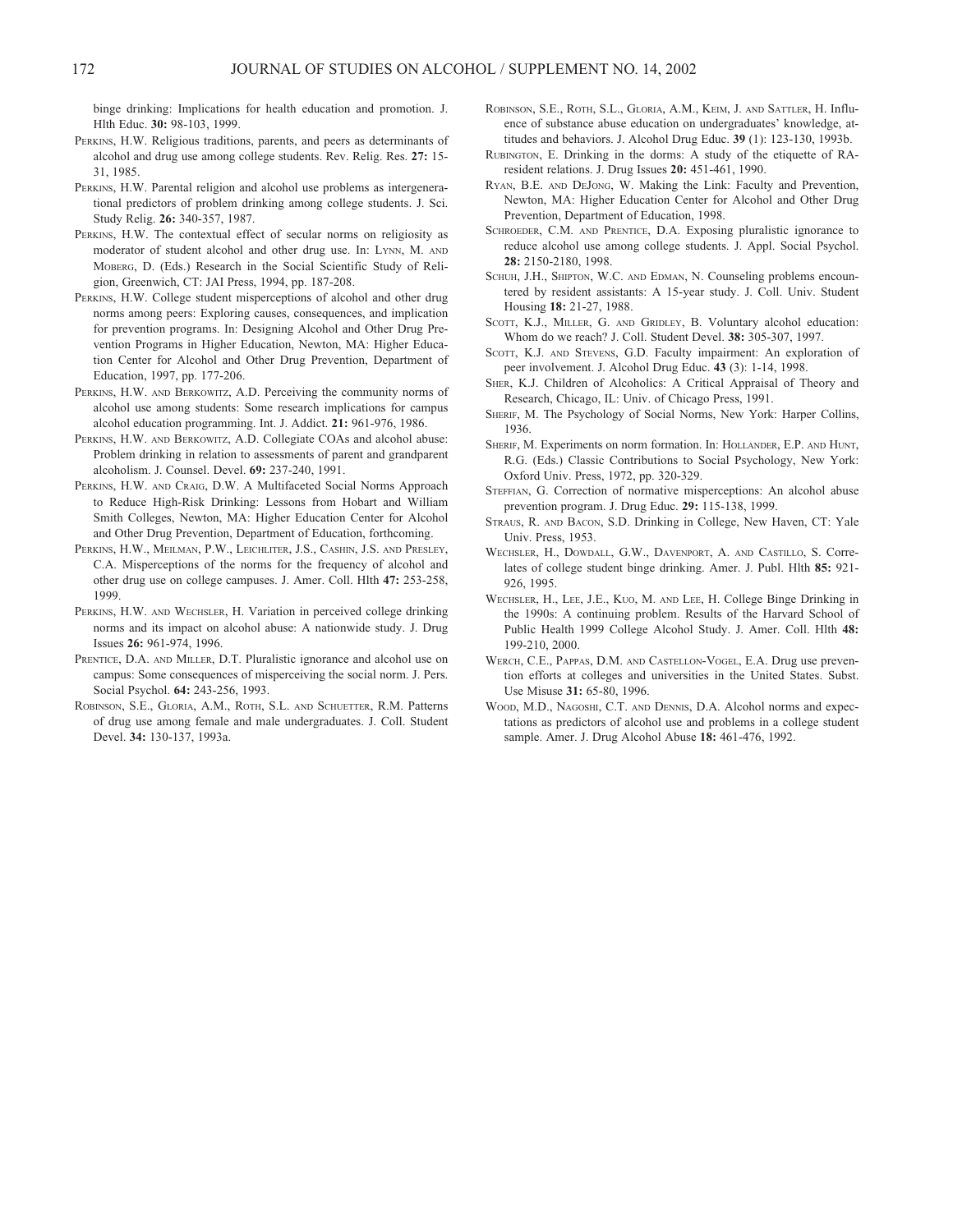binge drinking: Implications for health education and promotion. J. Hlth Educ. **30:** 98-103, 1999.

Perkins, H.W. Religious traditions, parents, and peers as determinants of alcohol and drug use among college students. Rev. Relig. Res. **27:** 15-31, 1985.

Perkins, H.W. Parental religion and alcohol use problems as intergenerational predictors of problem drinking among college students. J. Sci. Study Relig. **26:** 340-357, 1987.

Perkins, H.W. The contextual effect of secular norms on religiosity as moderator of student alcohol and other drug use. In: Lynn, M. and Moberg, D. (Eds.) Research in the Social Scientific Study of Religion, Greenwich, CT: JAI Press, 1994, pp. 187-208.

Perkins, H.W. College student misperceptions of alcohol and other drug norms among peers: Exploring causes, consequences, and implication for prevention programs. In: Designing Alcohol and Other Drug Prevention Programs in Higher Education, Newton, MA: Higher Education Center for Alcohol and Other Drug Prevention, Department of Education, 1997, pp. 177-206.

Perkins, H.W. and Berkowitz, A.D. Perceiving the community norms of alcohol use among students: Some research implications for campus alcohol education programming. Int. J. Addict. **21:** 961-976, 1986.

Perkins, H.W. and Berkowitz, A.D. Collegiate COAs and alcohol abuse: Problem drinking in relation to assessments of parent and grandparent alcoholism. J. Counsel. Devel. **69:** 237-240, 1991.

Perkins, H.W. and Craig, D.W. A Multifaceted Social Norms Approach to Reduce High-Risk Drinking: Lessons from Hobart and William Smith Colleges, Newton, MA: Higher Education Center for Alcohol and Other Drug Prevention, Department of Education, forthcoming.

Perkins, H.W., Meilman, P.W., Leichliter, J.S., Cashin, J.S. and Presley, C.A. Misperceptions of the norms for the frequency of alcohol and other drug use on college campuses. J. Amer. Coll. Hlth **47:** 253-258, 1999.

Perkins, H.W. and Wechsler, H. Variation in perceived college drinking norms and its impact on alcohol abuse: A nationwide study. J. Drug Issues **26:** 961-974, 1996.

Prentice, D.A. and Miller, D.T. Pluralistic ignorance and alcohol use on campus: Some consequences of misperceiving the social norm. J. Pers. Social Psychol. **64:** 243-256, 1993.

Robinson, S.E., Gloria, A.M., Roth, S.L. and Schuetter, R.M. Patterns of drug use among female and male undergraduates. J. Coll. Student Devel. **34:** 130-137, 1993a.

Robinson, S.E., Roth, S.L., Gloria, A.M., Keim, J. and Sattler, H. Influence of substance abuse education on undergraduates' knowledge, attitudes and behaviors. J. Alcohol Drug Educ. **39** (1): 123-130, 1993b.

Rubington, E. Drinking in the dorms: A study of the etiquette of RA-resident relations. J. Drug Issues **20:** 451-461, 1990.

Ryan, B.E. and DeJong, W. Making the Link: Faculty and Prevention, Newton, MA: Higher Education Center for Alcohol and Other Drug Prevention, Department of Education, 1998.

Schroeder, C.M. and Prentice, D.A. Exposing pluralistic ignorance to reduce alcohol use among college students. J. Appl. Social Psychol. **28:** 2150-2180, 1998.

Schuh, J.H., Shipton, W.C. and Edman, N. Counseling problems encountered by resident assistants: A 15-year study. J. Coll. Univ. Student Housing **18:** 21-27, 1988.

Scott, K.J., Miller, G. and Gridley, B. Voluntary alcohol education: Whom do we reach? J. Coll. Student Devel. **38:** 305-307, 1997.

Scott, K.J. and Stevens, G.D. Faculty impairment: An exploration of peer involvement. J. Alcohol Drug Educ. **43** (3): 1-14, 1998.

Sher, K.J. Children of Alcoholics: A Critical Appraisal of Theory and Research, Chicago, IL: Univ. of Chicago Press, 1991.

Sherif, M. The Psychology of Social Norms, New York: Harper Collins, 1936.

Sherif, M. Experiments on norm formation. In: Hollander, E.P. and Hunt, R.G. (Eds.) Classic Contributions to Social Psychology, New York: Oxford Univ. Press, 1972, pp. 320-329.

Steffian, G. Correction of normative misperceptions: An alcohol abuse prevention program. J. Drug Educ. **29:** 115-138, 1999.

Straus, R. and Bacon, S.D. Drinking in College, New Haven, CT: Yale Univ. Press, 1953.

Wechsler, H., Dowdall, G.W., Davenport, A. and Castillo, S. Correlates of college student binge drinking. Amer. J. Publ. Hlth **85:** 921-926, 1995.

Wechsler, H., Lee, J.E., Kuo, M. and Lee, H. College Binge Drinking in the 1990s: A continuing problem. Results of the Harvard School of Public Health 1999 College Alcohol Study. J. Amer. Coll. Hlth **48:** 199-210, 2000.

Werch, C.E., Pappas, D.M. and Castellon-Vogel, E.A. Drug use prevention efforts at colleges and universities in the United States. Subst. Use Misuse **31:** 65-80, 1996.

Wood, M.D., Nagoshi, C.T. and Dennis, D.A. Alcohol norms and expectations as predictors of alcohol use and problems in a college student sample. Amer. J. Drug Alcohol Abuse **18:** 461-476, 1992.